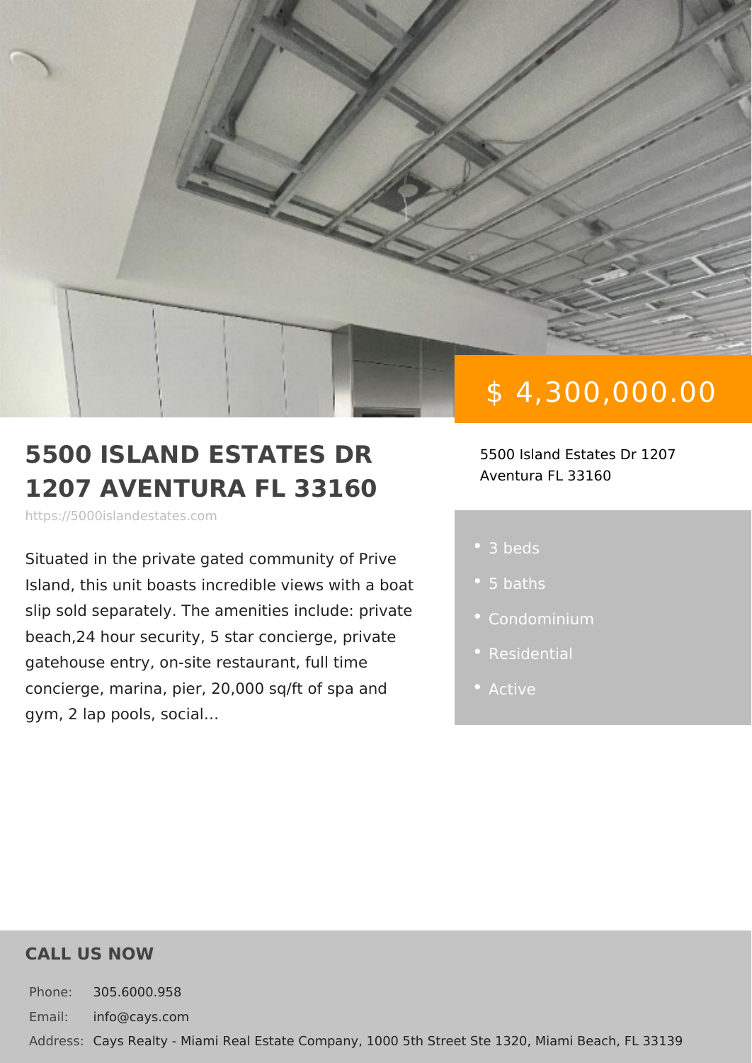$ 4,300,000.00

# 5500 ISLAND ESTATES DR 1207 AVENTURA FL 33160

https://5000islandestates.com

5500 Island Estates Dr 1207
Aventura FL 33160

Situated in the private gated community of Prive Island, this unit boasts incredible views with a boat slip sold separately. The amenities include: private beach,24 hour security, 5 star concierge, private gatehouse entry, on-site restaurant, full time concierge, marina, pier, 20,000 sq/ft of spa and gym, 2 lap pools, social...

- 3 beds
- 5 baths
- Condominium
- Residential
- Active

## CALL US NOW

Phone: 305.6000.958

Email: info@cays.com

Address: Cays Realty - Miami Real Estate Company, 1000 5th Street Ste 1320, Miami Beach, FL 33139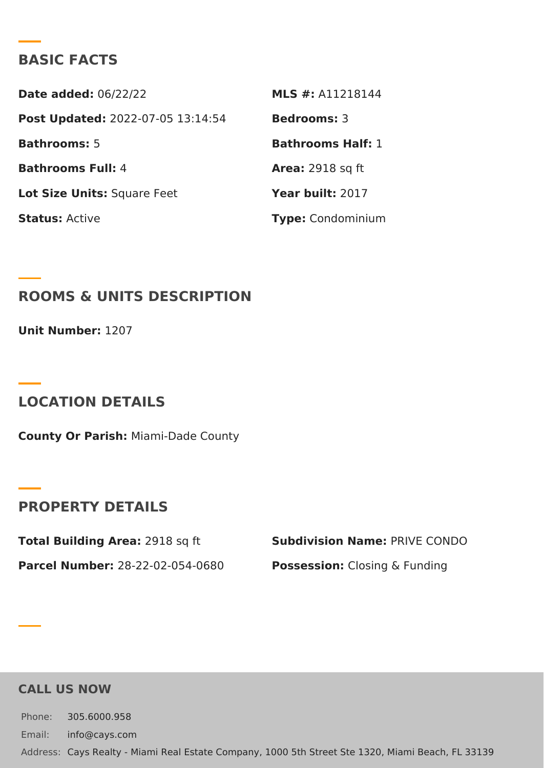## BASIC FACTS

**Date added:** 06/22/22

**MLS #:** A11218144

**Post Updated:** 2022-07-05 13:14:54

**Bedrooms:** 3

**Bathrooms:** 5

**Bathrooms Half:** 1

**Bathrooms Full:** 4

**Area:** 2918 sq ft

**Lot Size Units:** Square Feet

**Year built:** 2017

**Status:** Active

**Type:** Condominium

## ROOMS & UNITS DESCRIPTION

**Unit Number:** 1207

## LOCATION DETAILS

**County Or Parish:** Miami-Dade County

## PROPERTY DETAILS

**Total Building Area:** 2918 sq ft

**Subdivision Name:** PRIVE CONDO

**Parcel Number:** 28-22-02-054-0680

**Possession:** Closing & Funding

## CALL US NOW

Phone: 305.6000.958

Email: info@cays.com

Address: Cays Realty - Miami Real Estate Company, 1000 5th Street Ste 1320, Miami Beach, FL 33139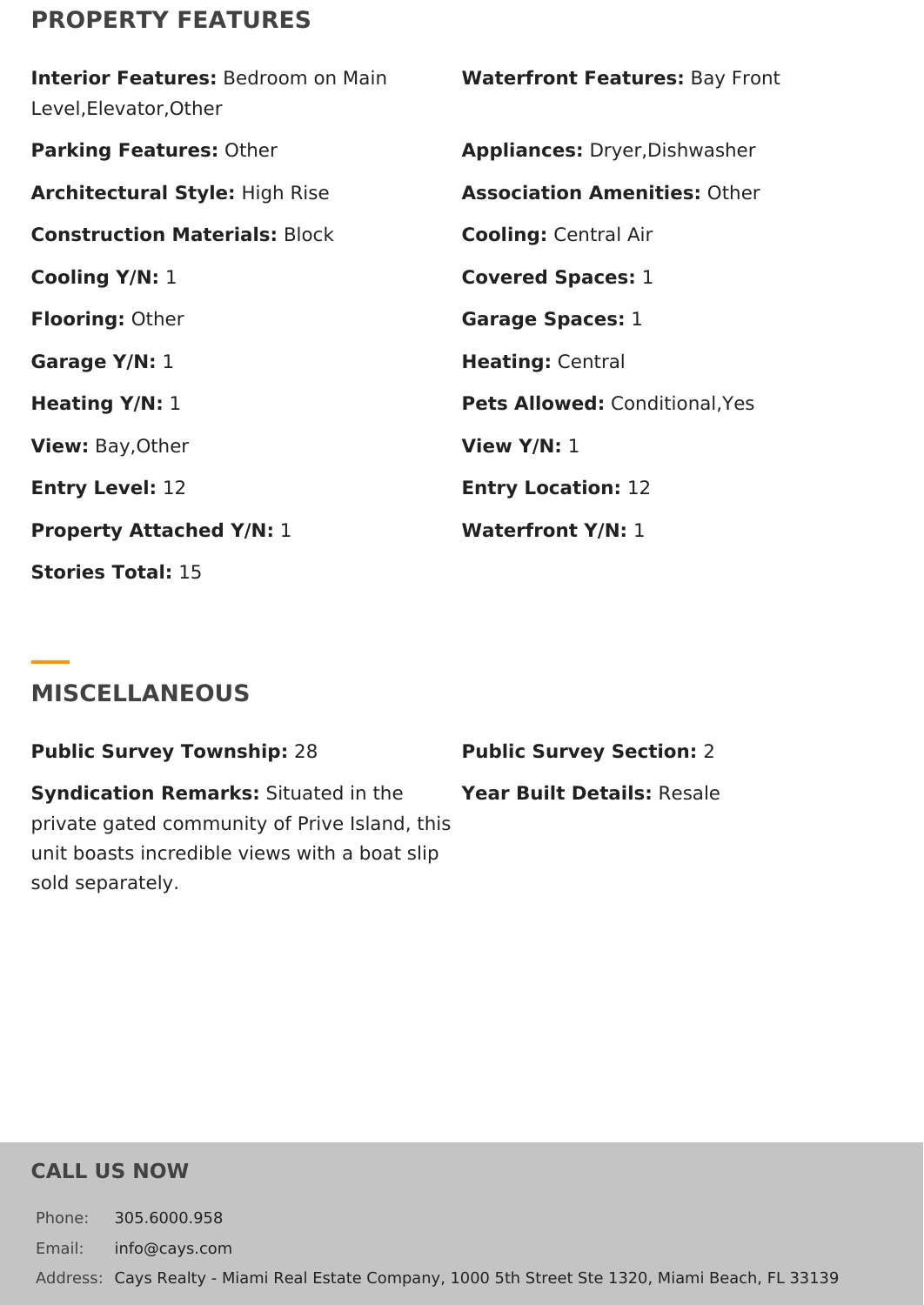## PROPERTY FEATURES

**Interior Features:** Bedroom on Main Level,Elevator,Other

**Waterfront Features:** Bay Front

**Parking Features:** Other

**Appliances:** Dryer,Dishwasher

**Architectural Style:** High Rise

**Association Amenities:** Other

**Construction Materials:** Block

**Cooling:** Central Air

**Cooling Y/N:** 1

**Covered Spaces:** 1

**Flooring:** Other

**Garage Spaces:** 1

**Garage Y/N:** 1

**Heating:** Central

**Heating Y/N:** 1

**Pets Allowed:** Conditional,Yes

**View:** Bay,Other

**View Y/N:** 1

**Entry Level:** 12

**Entry Location:** 12

**Property Attached Y/N:** 1

**Waterfront Y/N:** 1

**Stories Total:** 15

## MISCELLANEOUS

**Public Survey Township:** 28

**Public Survey Section:** 2

**Syndication Remarks:** Situated in the private gated community of Prive Island, this unit boasts incredible views with a boat slip sold separately.

**Year Built Details:** Resale

## CALL US NOW

Phone: 305.6000.958

Email: info@cays.com

Address: Cays Realty - Miami Real Estate Company, 1000 5th Street Ste 1320, Miami Beach, FL 33139